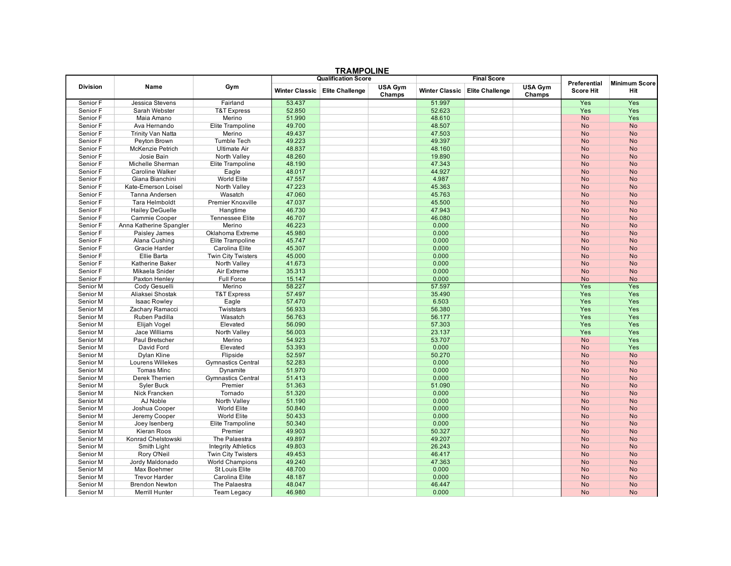# TRAMPOLINE

| Division | Name | Gym | Qualification Score | | | Final Score | | | Preferential Score Hit | Minimum Score Hit |
|---|---|---|---|---|---|---|---|---|---|---|
| | | | Winter Classic | Elite Challenge | USA Gym Champs | Winter Classic | Elite Challenge | USA Gym Champs | | |
| Senior F | Jessica Stevens | Fairland | 53.437 | | | 51.997 | | | Yes | Yes |
| Senior F | Sarah Webster | T&T Express | 52.850 | | | 52.623 | | | Yes | Yes |
| Senior F | Maia Amano | Merino | 51.990 | | | 48.610 | | | No | Yes |
| Senior F | Ava Hernando | Elite Trampoline | 49.700 | | | 48.507 | | | No | No |
| Senior F | Trinity Van Natta | Merino | 49.437 | | | 47.503 | | | No | No |
| Senior F | Peyton Brown | Tumble Tech | 49.223 | | | 49.397 | | | No | No |
| Senior F | McKenzie Petrich | Ultimate Air | 48.837 | | | 48.160 | | | No | No |
| Senior F | Josie Bain | North Valley | 48.260 | | | 19.890 | | | No | No |
| Senior F | Michelle Sherman | Elite Trampoline | 48.190 | | | 47.343 | | | No | No |
| Senior F | Caroline Walker | Eagle | 48.017 | | | 44.927 | | | No | No |
| Senior F | Giana Bianchini | World Elite | 47.557 | | | 4.987 | | | No | No |
| Senior F | Kate-Emerson Loisel | North Valley | 47.223 | | | 45.363 | | | No | No |
| Senior F | Tanna Andersen | Wasatch | 47.060 | | | 45.763 | | | No | No |
| Senior F | Tara Helmboldt | Premier Knoxville | 47.037 | | | 45.500 | | | No | No |
| Senior F | Hailey DeGuelle | Hangtime | 46.730 | | | 47.943 | | | No | No |
| Senior F | Cammie Cooper | Tennessee Elite | 46.707 | | | 46.080 | | | No | No |
| Senior F | Anna Katherine Spangler | Merino | 46.223 | | | 0.000 | | | No | No |
| Senior F | Paisley James | Oklahoma Extreme | 45.980 | | | 0.000 | | | No | No |
| Senior F | Alana Cushing | Elite Trampoline | 45.747 | | | 0.000 | | | No | No |
| Senior F | Gracie Harder | Carolina Elite | 45.307 | | | 0.000 | | | No | No |
| Senior F | Ellie Barta | Twin City Twisters | 45.000 | | | 0.000 | | | No | No |
| Senior F | Katherine Baker | North Valley | 41.673 | | | 0.000 | | | No | No |
| Senior F | Mikaela Snider | Air Extreme | 35.313 | | | 0.000 | | | No | No |
| Senior F | Paxton Henley | Full Force | 15.147 | | | 0.000 | | | No | No |
| Senior M | Cody Gesuelli | Merino | 58.227 | | | 57.597 | | | Yes | Yes |
| Senior M | Aliaksei Shostak | T&T Express | 57.497 | | | 35.490 | | | Yes | Yes |
| Senior M | Isaac Rowley | Eagle | 57.470 | | | 6.503 | | | Yes | Yes |
| Senior M | Zachary Ramacci | Twiststars | 56.933 | | | 56.380 | | | Yes | Yes |
| Senior M | Ruben Padilla | Wasatch | 56.763 | | | 56.177 | | | Yes | Yes |
| Senior M | Elijah Vogel | Elevated | 56.090 | | | 57.303 | | | Yes | Yes |
| Senior M | Jace Williams | North Valley | 56.003 | | | 23.137 | | | Yes | Yes |
| Senior M | Paul Bretscher | Merino | 54.923 | | | 53.707 | | | No | Yes |
| Senior M | David Ford | Elevated | 53.393 | | | 0.000 | | | No | Yes |
| Senior M | Dylan Kline | Flipside | 52.597 | | | 50.270 | | | No | No |
| Senior M | Lourens Willekes | Gymnastics Central | 52.283 | | | 0.000 | | | No | No |
| Senior M | Tomas Minc | Dynamite | 51.970 | | | 0.000 | | | No | No |
| Senior M | Derek Therrien | Gymnastics Central | 51.413 | | | 0.000 | | | No | No |
| Senior M | Syler Buck | Premier | 51.363 | | | 51.090 | | | No | No |
| Senior M | Nick Francken | Tornado | 51.320 | | | 0.000 | | | No | No |
| Senior M | AJ Noble | North Valley | 51.190 | | | 0.000 | | | No | No |
| Senior M | Joshua Cooper | World Elite | 50.840 | | | 0.000 | | | No | No |
| Senior M | Jeremy Cooper | World Elite | 50.433 | | | 0.000 | | | No | No |
| Senior M | Joey Isenberg | Elite Trampoline | 50.340 | | | 0.000 | | | No | No |
| Senior M | Kieran Roos | Premier | 49.903 | | | 50.327 | | | No | No |
| Senior M | Konrad Chelstowski | The Palaestra | 49.897 | | | 49.207 | | | No | No |
| Senior M | Smith Light | Integrity Athletics | 49.803 | | | 26.243 | | | No | No |
| Senior M | Rory O'Neil | Twin City Twisters | 49.453 | | | 46.417 | | | No | No |
| Senior M | Jordy Maldonado | World Champions | 49.240 | | | 47.363 | | | No | No |
| Senior M | Max Boehmer | St Louis Elite | 48.700 | | | 0.000 | | | No | No |
| Senior M | Trevor Harder | Carolina Elite | 48.187 | | | 0.000 | | | No | No |
| Senior M | Brendon Newton | The Palaestra | 48.047 | | | 46.447 | | | No | No |
| Senior M | Merrill Hunter | Team Legacy | 46.980 | | | 0.000 | | | No | No |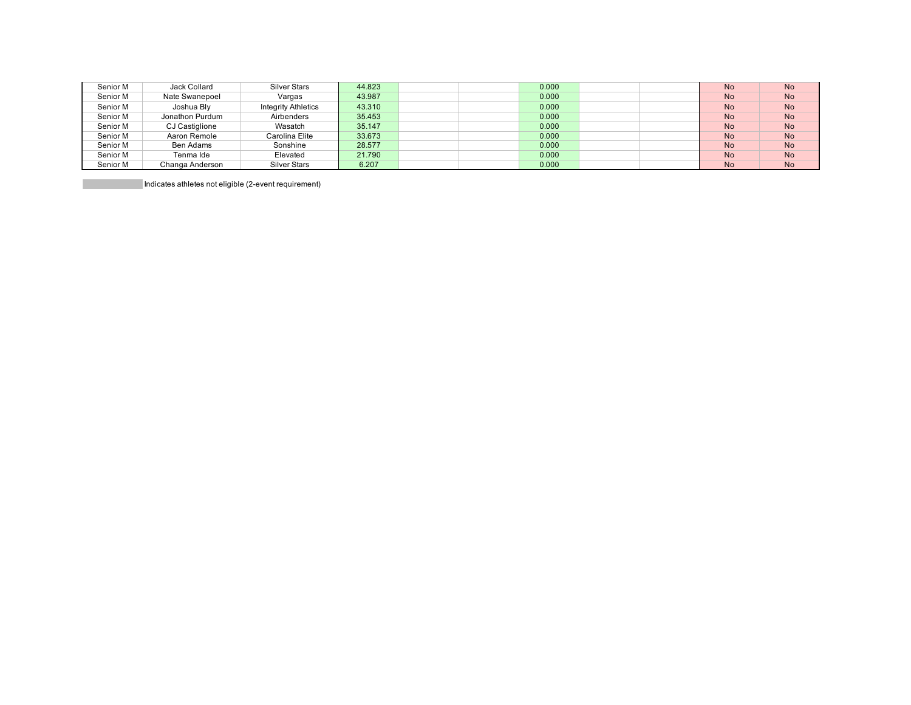| | | | | | | | | | | |
|---|---|---|---|---|---|---|---|---|---|---|
| Senior M | Jack Collard | Silver Stars | 44.823 | | | 0.000 | | | No | No |
| Senior M | Nate Swanepoel | Vargas | 43.987 | | | 0.000 | | | No | No |
| Senior M | Joshua Bly | Integrity Athletics | 43.310 | | | 0.000 | | | No | No |
| Senior M | Jonathon Purdum | Airbenders | 35.453 | | | 0.000 | | | No | No |
| Senior M | CJ Castiglione | Wasatch | 35.147 | | | 0.000 | | | No | No |
| Senior M | Aaron Remole | Carolina Elite | 33.673 | | | 0.000 | | | No | No |
| Senior M | Ben Adams | Sonshine | 28.577 | | | 0.000 | | | No | No |
| Senior M | Tenma Ide | Elevated | 21.790 | | | 0.000 | | | No | No |
| Senior M | Changa Anderson | Silver Stars | 6.207 | | | 0.000 | | | No | No |

Indicates athletes not eligible (2-event requirement)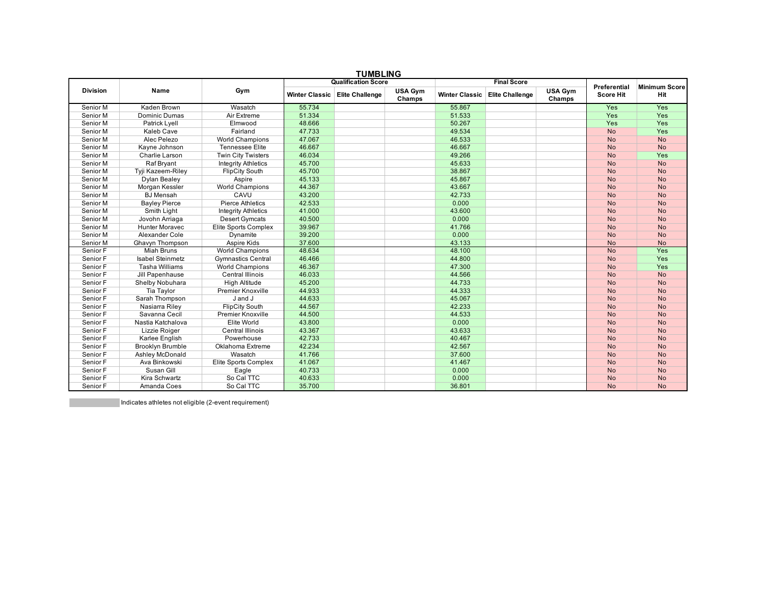## TUMBLING

| Division | Name | Gym | Qualification Score | | | Final Score | | | Preferential Score Hit | Minimum Score Hit |
|---|---|---|---|---|---|---|---|---|---|---|
| | | | Winter Classic | Elite Challenge | USA Gym Champs | Winter Classic | Elite Challenge | USA Gym Champs | | |
| Senior M | Kaden Brown | Wasatch | 55.734 | | | 55.867 | | | Yes | Yes |
| Senior M | Dominic Dumas | Air Extreme | 51.334 | | | 51.533 | | | Yes | Yes |
| Senior M | Patrick Lyell | Elmwood | 48.666 | | | 50.267 | | | Yes | Yes |
| Senior M | Kaleb Cave | Fairland | 47.733 | | | 49.534 | | | No | Yes |
| Senior M | Alec Pelezo | World Champions | 47.067 | | | 46.533 | | | No | No |
| Senior M | Kayne Johnson | Tennessee Elite | 46.667 | | | 46.667 | | | No | No |
| Senior M | Charlie Larson | Twin City Twisters | 46.034 | | | 49.266 | | | No | Yes |
| Senior M | Raf Bryant | Integrity Athletics | 45.700 | | | 45.633 | | | No | No |
| Senior M | Tyji Kazeem-Riley | FlipCity South | 45.700 | | | 38.867 | | | No | No |
| Senior M | Dylan Bealey | Aspire | 45.133 | | | 45.867 | | | No | No |
| Senior M | Morgan Kessler | World Champions | 44.367 | | | 43.667 | | | No | No |
| Senior M | BJ Mensah | CAVU | 43.200 | | | 42.733 | | | No | No |
| Senior M | Bayley Pierce | Pierce Athletics | 42.533 | | | 0.000 | | | No | No |
| Senior M | Smith Light | Integrity Athletics | 41.000 | | | 43.600 | | | No | No |
| Senior M | Jovohn Arriaga | Desert Gymcats | 40.500 | | | 0.000 | | | No | No |
| Senior M | Hunter Moravec | Elite Sports Complex | 39.967 | | | 41.766 | | | No | No |
| Senior M | Alexander Cole | Dynamite | 39.200 | | | 0.000 | | | No | No |
| Senior M | Ghavyn Thompson | Aspire Kids | 37.600 | | | 43.133 | | | No | No |
| Senior F | Miah Bruns | World Champions | 48.634 | | | 48.100 | | | No | Yes |
| Senior F | Isabel Steinmetz | Gymnastics Central | 46.466 | | | 44.800 | | | No | Yes |
| Senior F | Tasha Williams | World Champions | 46.367 | | | 47.300 | | | No | Yes |
| Senior F | Jill Papenhause | Central Illinois | 46.033 | | | 44.566 | | | No | No |
| Senior F | Shelby Nobuhara | High Altitude | 45.200 | | | 44.733 | | | No | No |
| Senior F | Tia Taylor | Premier Knoxville | 44.933 | | | 44.333 | | | No | No |
| Senior F | Sarah Thompson | J and J | 44.633 | | | 45.067 | | | No | No |
| Senior F | Nasiarra Riley | FlipCity South | 44.567 | | | 42.233 | | | No | No |
| Senior F | Savanna Cecil | Premier Knoxville | 44.500 | | | 44.533 | | | No | No |
| Senior F | Nastia Katchalova | Elite World | 43.800 | | | 0.000 | | | No | No |
| Senior F | Lizzie Roiger | Central Illinois | 43.367 | | | 43.633 | | | No | No |
| Senior F | Karlee English | Powerhouse | 42.733 | | | 40.467 | | | No | No |
| Senior F | Brooklyn Brumble | Oklahoma Extreme | 42.234 | | | 42.567 | | | No | No |
| Senior F | Ashley McDonald | Wasatch | 41.766 | | | 37.600 | | | No | No |
| Senior F | Ava Binkowski | Elite Sports Complex | 41.067 | | | 41.467 | | | No | No |
| Senior F | Susan Gill | Eagle | 40.733 | | | 0.000 | | | No | No |
| Senior F | Kira Schwartz | So Cal TTC | 40.633 | | | 0.000 | | | No | No |
| Senior F | Amanda Coes | So Cal TTC | 35.700 | | | 36.801 | | | No | No |

Indicates athletes not eligible (2-event requirement)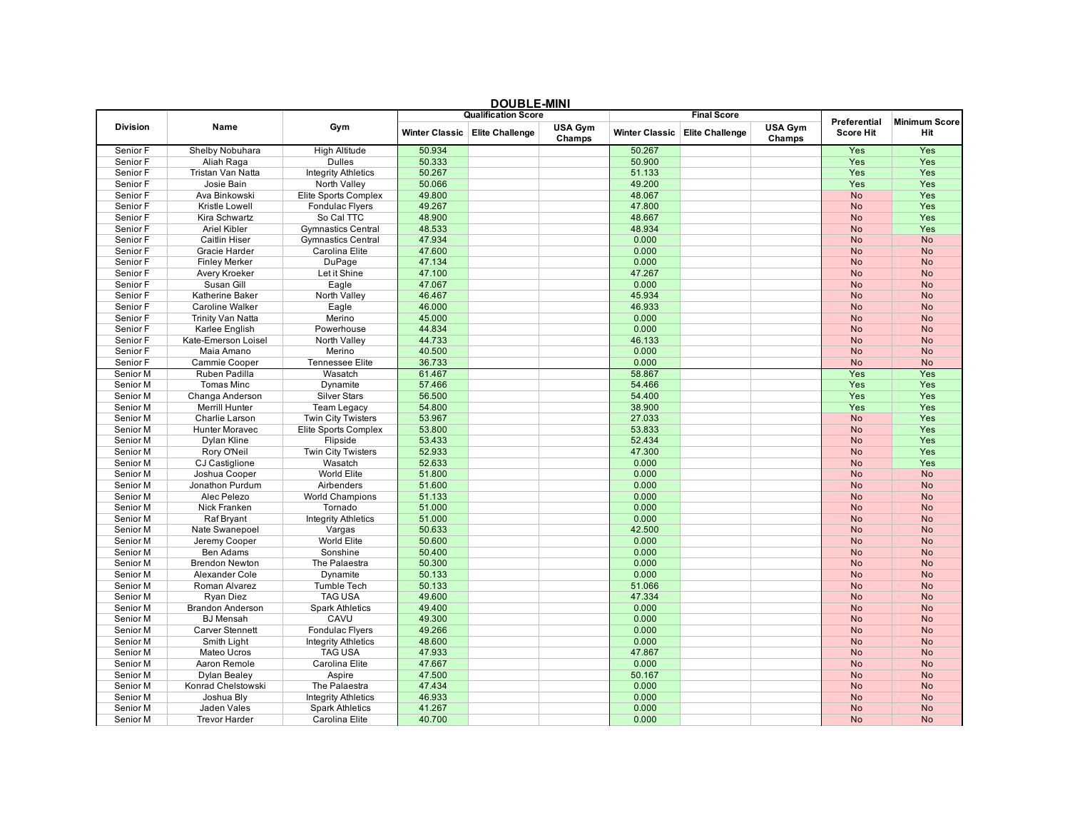## DOUBLE-MINI

| Division | Name | Gym | Qualification Score | | | Final Score | | | Preferential Score Hit | Minimum Score Hit |
|---|---|---|---|---|---|---|---|---|---|---|
| | | | Winter Classic | Elite Challenge | USA Gym Champs | Winter Classic | Elite Challenge | USA Gym Champs | | |
| Senior F | Shelby Nobuhara | High Altitude | 50.934 | | | 50.267 | | | Yes | Yes |
| Senior F | Aliah Raga | Dulles | 50.333 | | | 50.900 | | | Yes | Yes |
| Senior F | Tristan Van Natta | Integrity Athletics | 50.267 | | | 51.133 | | | Yes | Yes |
| Senior F | Josie Bain | North Valley | 50.066 | | | 49.200 | | | Yes | Yes |
| Senior F | Ava Binkowski | Elite Sports Complex | 49.800 | | | 48.067 | | | No | Yes |
| Senior F | Kristle Lowell | Fondulac Flyers | 49.267 | | | 47.800 | | | No | Yes |
| Senior F | Kira Schwartz | So Cal TTC | 48.900 | | | 48.667 | | | No | Yes |
| Senior F | Ariel Kibler | Gymnastics Central | 48.533 | | | 48.934 | | | No | Yes |
| Senior F | Caitlin Hiser | Gymnastics Central | 47.934 | | | 0.000 | | | No | No |
| Senior F | Gracie Harder | Carolina Elite | 47.600 | | | 0.000 | | | No | No |
| Senior F | Finley Merker | DuPage | 47.134 | | | 0.000 | | | No | No |
| Senior F | Avery Kroeker | Let it Shine | 47.100 | | | 47.267 | | | No | No |
| Senior F | Susan Gill | Eagle | 47.067 | | | 0.000 | | | No | No |
| Senior F | Katherine Baker | North Valley | 46.467 | | | 45.934 | | | No | No |
| Senior F | Caroline Walker | Eagle | 46.000 | | | 46.933 | | | No | No |
| Senior F | Trinity Van Natta | Merino | 45.000 | | | 0.000 | | | No | No |
| Senior F | Karlee English | Powerhouse | 44.834 | | | 0.000 | | | No | No |
| Senior F | Kate-Emerson Loisel | North Valley | 44.733 | | | 46.133 | | | No | No |
| Senior F | Maia Amano | Merino | 40.500 | | | 0.000 | | | No | No |
| Senior F | Cammie Cooper | Tennessee Elite | 36.733 | | | 0.000 | | | No | No |
| Senior M | Ruben Padilla | Wasatch | 61.467 | | | 58.867 | | | Yes | Yes |
| Senior M | Tomas Minc | Dynamite | 57.466 | | | 54.466 | | | Yes | Yes |
| Senior M | Changa Anderson | Silver Stars | 56.500 | | | 54.400 | | | Yes | Yes |
| Senior M | Merrill Hunter | Team Legacy | 54.800 | | | 38.900 | | | Yes | Yes |
| Senior M | Charlie Larson | Twin City Twisters | 53.967 | | | 27.033 | | | No | Yes |
| Senior M | Hunter Moravec | Elite Sports Complex | 53.800 | | | 53.833 | | | No | Yes |
| Senior M | Dylan Kline | Flipside | 53.433 | | | 52.434 | | | No | Yes |
| Senior M | Rory O'Neil | Twin City Twisters | 52.933 | | | 47.300 | | | No | Yes |
| Senior M | CJ Castiglione | Wasatch | 52.633 | | | 0.000 | | | No | Yes |
| Senior M | Joshua Cooper | World Elite | 51.800 | | | 0.000 | | | No | No |
| Senior M | Jonathon Purdum | Airbenders | 51.600 | | | 0.000 | | | No | No |
| Senior M | Alec Pelezo | World Champions | 51.133 | | | 0.000 | | | No | No |
| Senior M | Nick Franken | Tornado | 51.000 | | | 0.000 | | | No | No |
| Senior M | Raf Bryant | Integrity Athletics | 51.000 | | | 0.000 | | | No | No |
| Senior M | Nate Swanepoel | Vargas | 50.633 | | | 42.500 | | | No | No |
| Senior M | Jeremy Cooper | World Elite | 50.600 | | | 0.000 | | | No | No |
| Senior M | Ben Adams | Sonshine | 50.400 | | | 0.000 | | | No | No |
| Senior M | Brendon Newton | The Palaestra | 50.300 | | | 0.000 | | | No | No |
| Senior M | Alexander Cole | Dynamite | 50.133 | | | 0.000 | | | No | No |
| Senior M | Roman Alvarez | Tumble Tech | 50.133 | | | 51.066 | | | No | No |
| Senior M | Ryan Diez | TAG USA | 49.600 | | | 47.334 | | | No | No |
| Senior M | Brandon Anderson | Spark Athletics | 49.400 | | | 0.000 | | | No | No |
| Senior M | BJ Mensah | CAVU | 49.300 | | | 0.000 | | | No | No |
| Senior M | Carver Stennett | Fondulac Flyers | 49.266 | | | 0.000 | | | No | No |
| Senior M | Smith Light | Integrity Athletics | 48.600 | | | 0.000 | | | No | No |
| Senior M | Mateo Ucros | TAG USA | 47.933 | | | 47.867 | | | No | No |
| Senior M | Aaron Remole | Carolina Elite | 47.667 | | | 0.000 | | | No | No |
| Senior M | Dylan Bealey | Aspire | 47.500 | | | 50.167 | | | No | No |
| Senior M | Konrad Chelstowski | The Palaestra | 47.434 | | | 0.000 | | | No | No |
| Senior M | Joshua Bly | Integrity Athletics | 46.933 | | | 0.000 | | | No | No |
| Senior M | Jaden Vales | Spark Athletics | 41.267 | | | 0.000 | | | No | No |
| Senior M | Trevor Harder | Carolina Elite | 40.700 | | | 0.000 | | | No | No |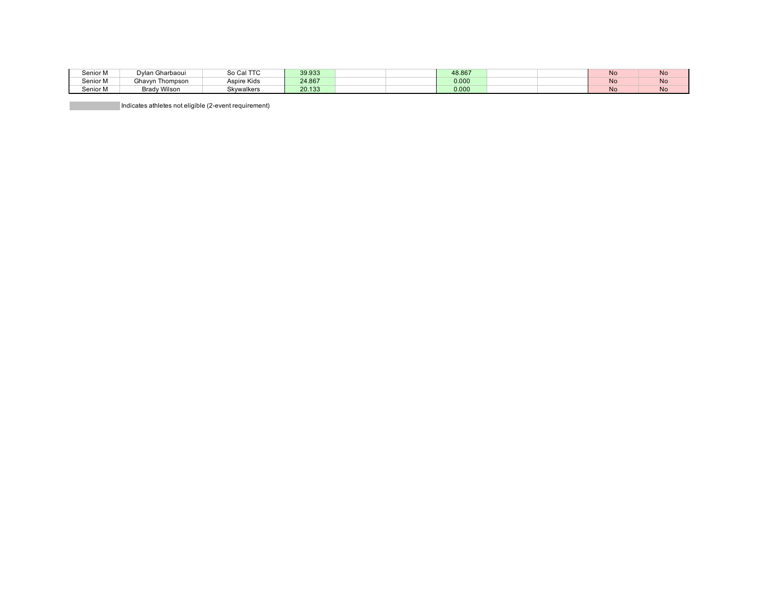| | | | | | | | | | | |
|---|---|---|---|---|---|---|---|---|---|---|
| Senior M | Dylan Gharbaoui | So Cal TTC | 39.933 | | | 48.867 | | | No | No |
| Senior M | Ghavyn Thompson | Aspire Kids | 24.867 | | | 0.000 | | | No | No |
| Senior M | Brady Wilson | Skywalkers | 20.133 | | | 0.000 | | | No | No |

Indicates athletes not eligible (2-event requirement)